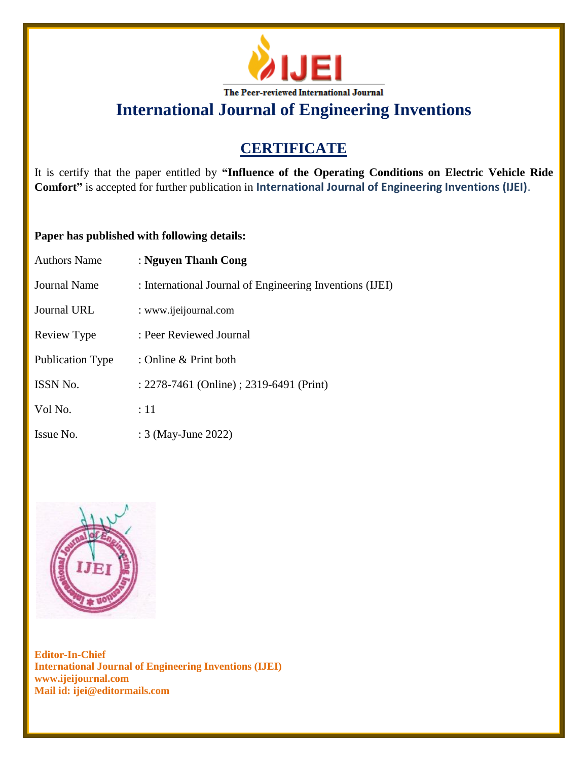IJEI

The Peer-reviewed International Journal

# International Journal of Engineering Inventions

## CERTIFICATE

It is certify that the paper entitled by **"Influence of the Operating Conditions on Electric Vehicle Ride Comfort"** is accepted for further publication in **International Journal of Engineering Inventions (IJEI)**.

**Paper has published with following details:**

| | |
|---|---|
| Authors Name | : **Nguyen Thanh Cong** |
| Journal Name | : International Journal of Engineering Inventions (IJEI) |
| Journal URL | : www.ijeijournal.com |
| Review Type | : Peer Reviewed Journal |
| Publication Type | : Online & Print both |
| ISSN No. | : 2278-7461 (Online) ; 2319-6491 (Print) |
| Vol No. | : 11 |
| Issue No. | : 3 (May-June 2022) |

**Editor-In-Chief**
**International Journal of Engineering Inventions (IJEI)**
**www.ijeijournal.com**
**Mail id: ijei@editormails.com**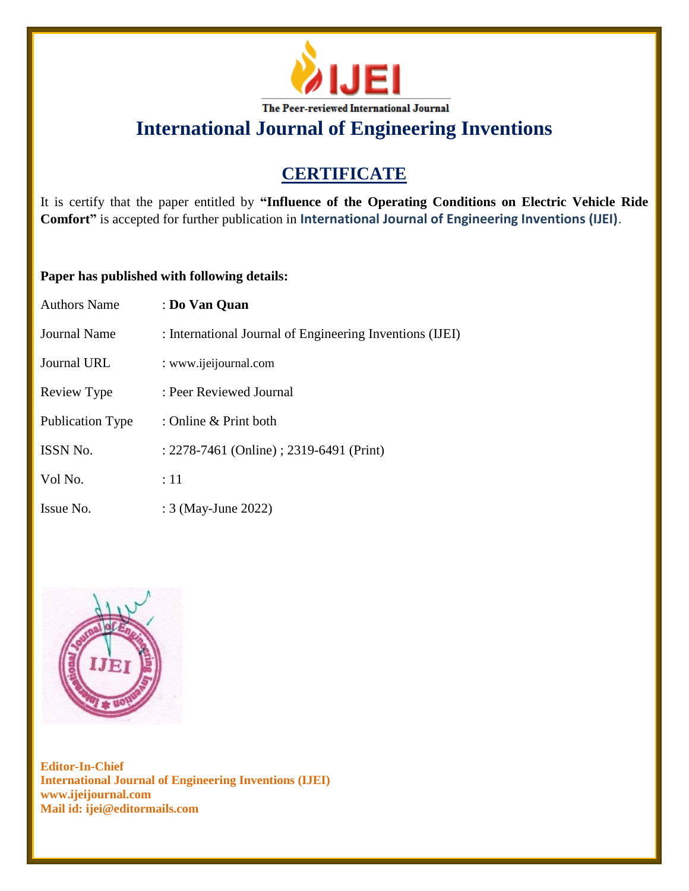The Peer-reviewed International Journal

# International Journal of Engineering Inventions

## CERTIFICATE

It is certify that the paper entitled by **"Influence of the Operating Conditions on Electric Vehicle Ride Comfort"** is accepted for further publication in **International Journal of Engineering Inventions (IJEI)**.

**Paper has published with following details:**

| | |
|---|---|
| Authors Name | : **Do Van Quan** |
| Journal Name | : International Journal of Engineering Inventions (IJEI) |
| Journal URL | : www.ijeijournal.com |
| Review Type | : Peer Reviewed Journal |
| Publication Type | : Online & Print both |
| ISSN No. | : 2278-7461 (Online) ; 2319-6491 (Print) |
| Vol No. | : 11 |
| Issue No. | : 3 (May-June 2022) |

**Editor-In-Chief**
**International Journal of Engineering Inventions (IJEI)**
**www.ijeijournal.com**
**Mail id: ijei@editormails.com**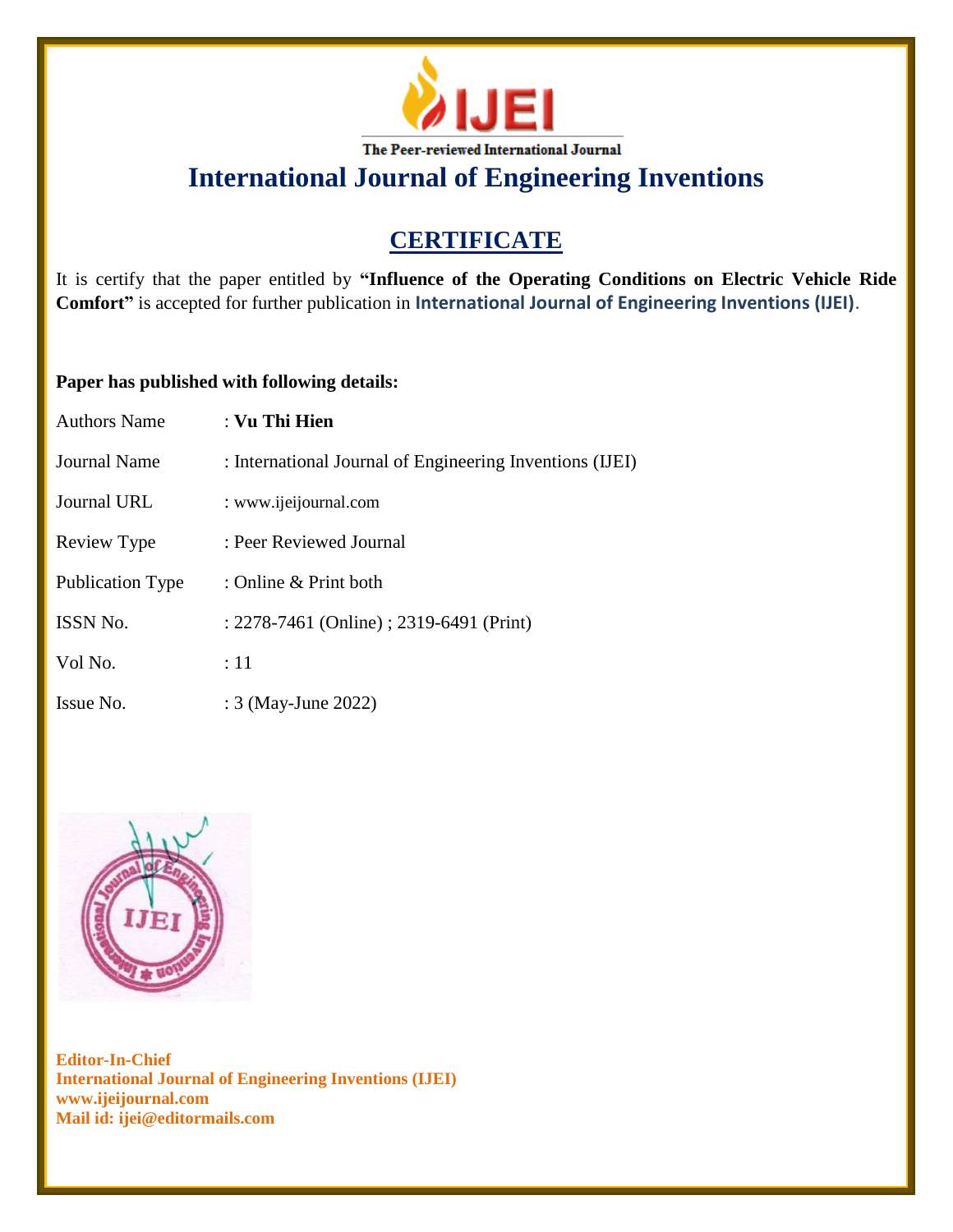IJEI

The Peer-reviewed International Journal

# International Journal of Engineering Inventions

## CERTIFICATE

It is certify that the paper entitled by **"Influence of the Operating Conditions on Electric Vehicle Ride Comfort"** is accepted for further publication in **International Journal of Engineering Inventions (IJEI)**.

**Paper has published with following details:**

| | |
|---|---|
| Authors Name | : **Vu Thi Hien** |
| Journal Name | : International Journal of Engineering Inventions (IJEI) |
| Journal URL | : www.ijeijournal.com |
| Review Type | : Peer Reviewed Journal |
| Publication Type | : Online & Print both |
| ISSN No. | : 2278-7461 (Online) ; 2319-6491 (Print) |
| Vol No. | : 11 |
| Issue No. | : 3 (May-June 2022) |

**Editor-In-Chief**
**International Journal of Engineering Inventions (IJEI)**
**www.ijeijournal.com**
**Mail id: ijei@editormails.com**